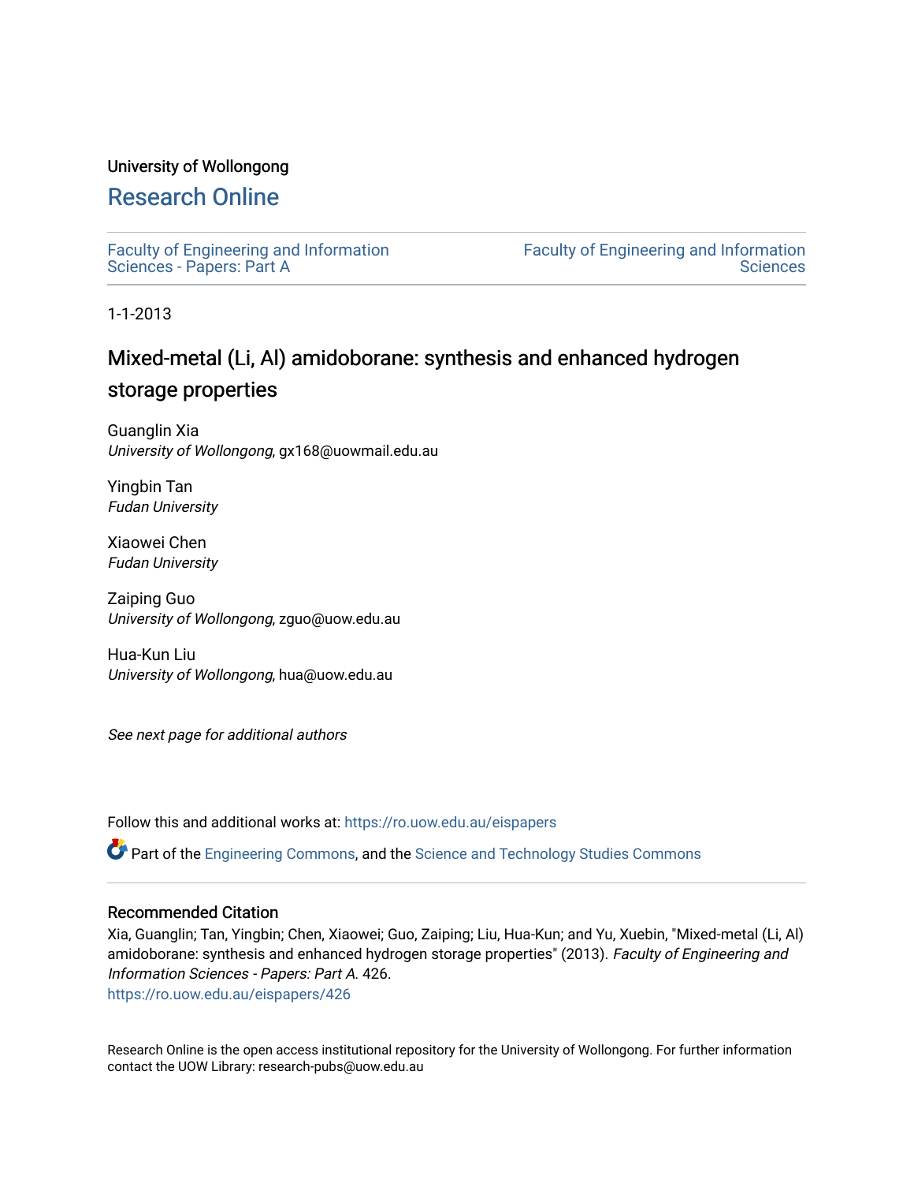University of Wollongong

# Research Online

Faculty of Engineering and Information Sciences - Papers: Part A

Faculty of Engineering and Information Sciences

1-1-2013

## Mixed-metal (Li, Al) amidoborane: synthesis and enhanced hydrogen storage properties

Guanglin Xia
*University of Wollongong*, gx168@uowmail.edu.au

Yingbin Tan
*Fudan University*

Xiaowei Chen
*Fudan University*

Zaiping Guo
*University of Wollongong*, zguo@uow.edu.au

Hua-Kun Liu
*University of Wollongong*, hua@uow.edu.au

*See next page for additional authors*

Follow this and additional works at: https://ro.uow.edu.au/eispapers

Part of the Engineering Commons, and the Science and Technology Studies Commons

### Recommended Citation

Xia, Guanglin; Tan, Yingbin; Chen, Xiaowei; Guo, Zaiping; Liu, Hua-Kun; and Yu, Xuebin, "Mixed-metal (Li, Al) amidoborane: synthesis and enhanced hydrogen storage properties" (2013). *Faculty of Engineering and Information Sciences - Papers: Part A*. 426.
https://ro.uow.edu.au/eispapers/426

Research Online is the open access institutional repository for the University of Wollongong. For further information contact the UOW Library: research-pubs@uow.edu.au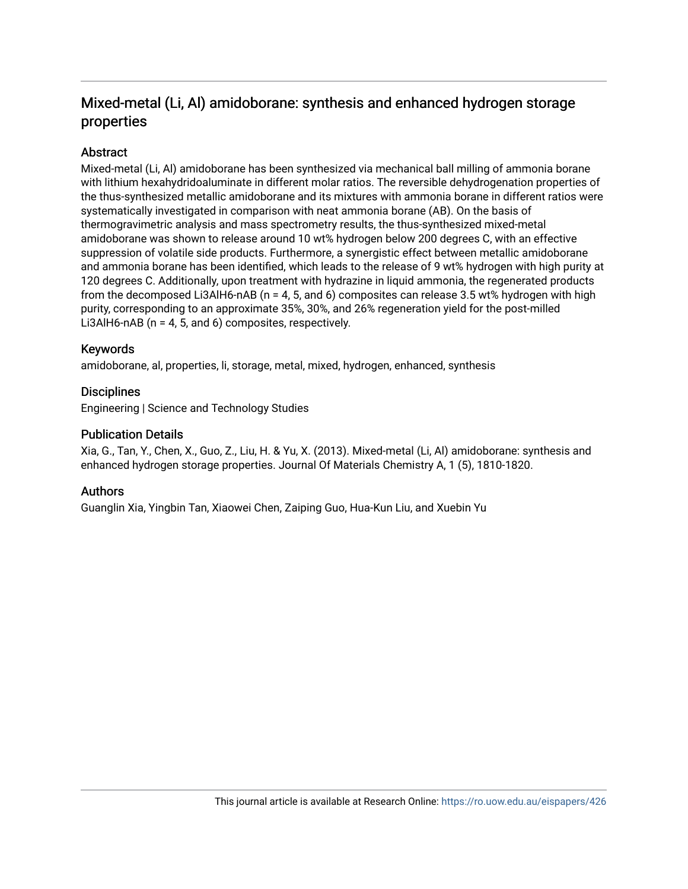# Mixed-metal (Li, Al) amidoborane: synthesis and enhanced hydrogen storage properties

## Abstract

Mixed-metal (Li, Al) amidoborane has been synthesized via mechanical ball milling of ammonia borane with lithium hexahydridoaluminate in different molar ratios. The reversible dehydrogenation properties of the thus-synthesized metallic amidoborane and its mixtures with ammonia borane in different ratios were systematically investigated in comparison with neat ammonia borane (AB). On the basis of thermogravimetric analysis and mass spectrometry results, the thus-synthesized mixed-metal amidoborane was shown to release around 10 wt% hydrogen below 200 degrees C, with an effective suppression of volatile side products. Furthermore, a synergistic effect between metallic amidoborane and ammonia borane has been identified, which leads to the release of 9 wt% hydrogen with high purity at 120 degrees C. Additionally, upon treatment with hydrazine in liquid ammonia, the regenerated products from the decomposed $Li_3AlH_6$-nAB (n = 4, 5, and 6) composites can release 3.5 wt% hydrogen with high purity, corresponding to an approximate 35%, 30%, and 26% regeneration yield for the post-milled $Li_3AlH_6$-nAB (n = 4, 5, and 6) composites, respectively.

## Keywords

amidoborane, al, properties, li, storage, metal, mixed, hydrogen, enhanced, synthesis

## Disciplines

Engineering | Science and Technology Studies

## Publication Details

Xia, G., Tan, Y., Chen, X., Guo, Z., Liu, H. & Yu, X. (2013). Mixed-metal (Li, Al) amidoborane: synthesis and enhanced hydrogen storage properties. Journal Of Materials Chemistry A, 1 (5), 1810-1820.

## Authors

Guanglin Xia, Yingbin Tan, Xiaowei Chen, Zaiping Guo, Hua-Kun Liu, and Xuebin Yu

This journal article is available at Research Online: https://ro.uow.edu.au/eispapers/426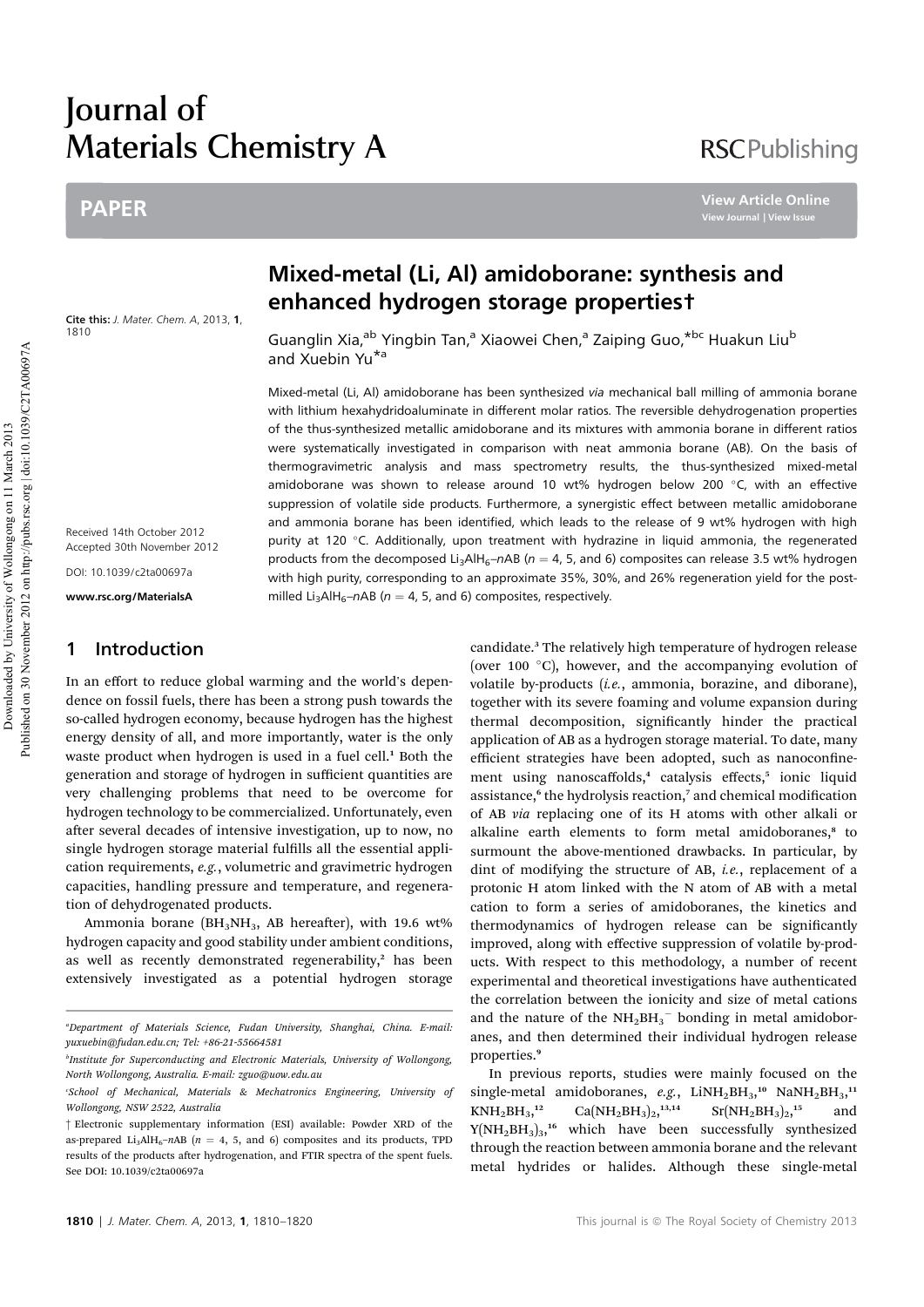# Journal of Materials Chemistry A

## PAPER

# Mixed-metal (Li, Al) amidoborane: synthesis and enhanced hydrogen storage properties†

Cite this: *J. Mater. Chem. A*, 2013, **1**, 1810

Guanglin Xia,[ab] Yingbin Tan,[a] Xiaowei Chen,[a] Zaiping Guo,*[bc] Huakun Liu[b] and Xuebin Yu*[a]

Received 14th October 2012
Accepted 30th November 2012

DOI: 10.1039/c2ta00697a

www.rsc.org/MaterialsA

Mixed-metal (Li, Al) amidoborane has been synthesized *via* mechanical ball milling of ammonia borane with lithium hexahydridoaluminate in different molar ratios. The reversible dehydrogenation properties of the thus-synthesized metallic amidoborane and its mixtures with ammonia borane in different ratios were systematically investigated in comparison with neat ammonia borane (AB). On the basis of thermogravimetric analysis and mass spectrometry results, the thus-synthesized mixed-metal amidoborane was shown to release around 10 wt% hydrogen below 200 °C, with an effective suppression of volatile side products. Furthermore, a synergistic effect between metallic amidoborane and ammonia borane has been identified, which leads to the release of 9 wt% hydrogen with high purity at 120 °C. Additionally, upon treatment with hydrazine in liquid ammonia, the regenerated products from the decomposed $Li_3AlH_6$–*n*AB (*n* = 4, 5, and 6) composites can release 3.5 wt% hydrogen with high purity, corresponding to an approximate 35%, 30%, and 26% regeneration yield for the post-milled $Li_3AlH_6$–*n*AB (*n* = 4, 5, and 6) composites, respectively.

## 1 Introduction

In an effort to reduce global warming and the world's dependence on fossil fuels, there has been a strong push towards the so-called hydrogen economy, because hydrogen has the highest energy density of all, and more importantly, water is the only waste product when hydrogen is used in a fuel cell.[1] Both the generation and storage of hydrogen in sufficient quantities are very challenging problems that need to be overcome for hydrogen technology to be commercialized. Unfortunately, even after several decades of intensive investigation, up to now, no single hydrogen storage material fulfills all the essential application requirements, *e.g.*, volumetric and gravimetric hydrogen capacities, handling pressure and temperature, and regeneration of dehydrogenated products.

Ammonia borane ($BH_3NH_3$, AB hereafter), with 19.6 wt% hydrogen capacity and good stability under ambient conditions, as well as recently demonstrated regenerability,[2] has been extensively investigated as a potential hydrogen storage candidate.[3] The relatively high temperature of hydrogen release (over 100 °C), however, and the accompanying evolution of volatile by-products (*i.e.*, ammonia, borazine, and diborane), together with its severe foaming and volume expansion during thermal decomposition, significantly hinder the practical application of AB as a hydrogen storage material. To date, many efficient strategies have been adopted, such as nanoconfinement using nanoscaffolds,[4] catalysis effects,[5] ionic liquid assistance,[6] the hydrolysis reaction,[7] and chemical modification of AB *via* replacing one of its H atoms with other alkali or alkaline earth elements to form metal amidoboranes,[8] to surmount the above-mentioned drawbacks. In particular, by dint of modifying the structure of AB, *i.e.*, replacement of a protonic H atom linked with the N atom of AB with a metal cation to form a series of amidoboranes, the kinetics and thermodynamics of hydrogen release can be significantly improved, along with effective suppression of volatile by-products. With respect to this methodology, a number of recent experimental and theoretical investigations have authenticated the correlation between the ionicity and size of metal cations and the nature of the $NH_2BH_3^-$ bonding in metal amidoboranes, and then determined their individual hydrogen release properties.[9]

In previous reports, studies were mainly focused on the single-metal amidoboranes, *e.g.*, $LiNH_2BH_3$,[10] $NaNH_2BH_3$,[11] $KNH_2BH_3$,[12] $Ca(NH_2BH_3)_2$,[13,14] $Sr(NH_2BH_3)_2$,[15] and $Y(NH_2BH_3)_3$,[16] which have been successfully synthesized through the reaction between ammonia borane and the relevant metal hydrides or halides. Although these single-metal

---

[a] Department of Materials Science, Fudan University, Shanghai, China. E-mail: yuxuebin@fudan.edu.cn; Tel: +86-21-55664581

[b] Institute for Superconducting and Electronic Materials, University of Wollongong, North Wollongong, Australia. E-mail: zguo@uow.edu.au

[c] School of Mechanical, Materials & Mechatronics Engineering, University of Wollongong, NSW 2522, Australia

† Electronic supplementary information (ESI) available: Powder XRD of the as-prepared $Li_3AlH_6$–*n*AB (*n* = 4, 5, and 6) composites and its products, TPD results of the products after hydrogenation, and FTIR spectra of the spent fuels. See DOI: 10.1039/c2ta00697a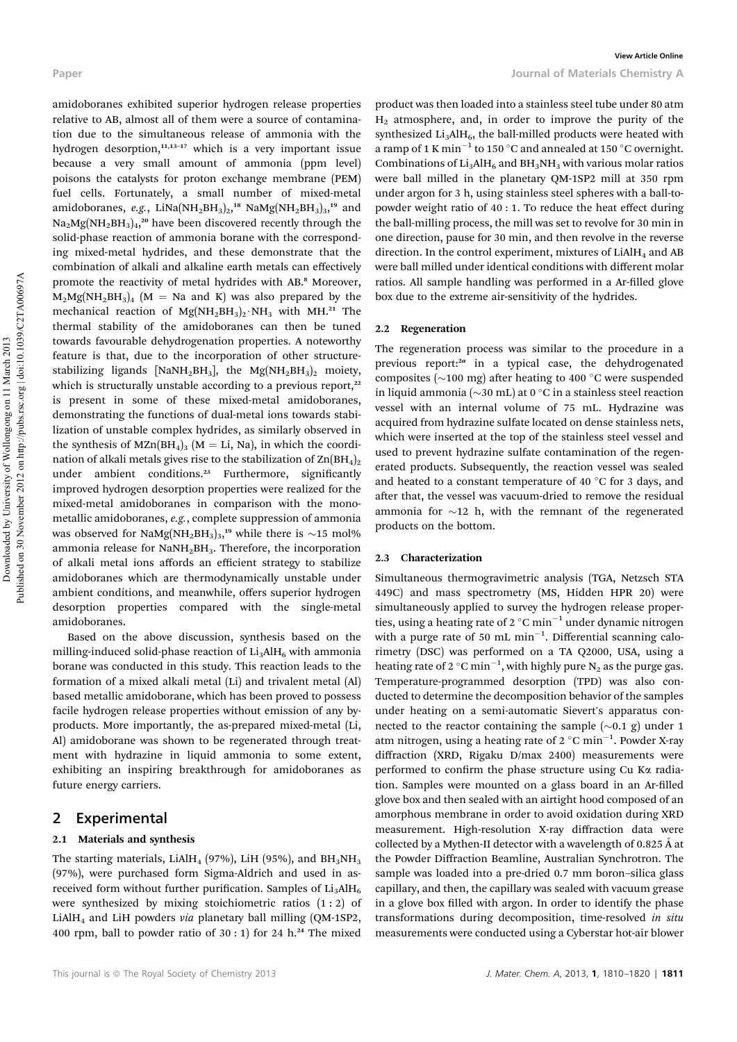amidoboranes exhibited superior hydrogen release properties relative to AB, almost all of them were a source of contamination due to the simultaneous release of ammonia with the hydrogen desorption,[11,13–17] which is a very important issue because a very small amount of ammonia (ppm level) poisons the catalysts for proton exchange membrane (PEM) fuel cells. Fortunately, a small number of mixed-metal amidoboranes, *e.g.*, $LiNa(NH_2BH_3)_2$,[18] $NaMg(NH_2BH_3)_3$,[19] and $Na_2Mg(NH_2BH_3)_4$,[20] have been discovered recently through the solid-phase reaction of ammonia borane with the corresponding mixed-metal hydrides, and these demonstrate that the combination of alkali and alkaline earth metals can effectively promote the reactivity of metal hydrides with AB.[8] Moreover, $M_2Mg(NH_2BH_3)_4$ (M = Na and K) was also prepared by the mechanical reaction of $Mg(NH_2BH_3)_2 \cdot NH_3$ with MH.[21] The thermal stability of the amidoboranes can then be tuned towards favourable dehydrogenation properties. A noteworthy feature is that, due to the incorporation of other structure-stabilizing ligands $[NaNH_2BH_3]$, the $Mg(NH_2BH_3)_2$ moiety, which is structurally unstable according to a previous report,[22] is present in some of these mixed-metal amidoboranes, demonstrating the functions of dual-metal ions towards stabilization of unstable complex hydrides, as similarly observed in the synthesis of $MZn(BH_4)_3$ (M = Li, Na), in which the coordination of alkali metals gives rise to the stabilization of $Zn(BH_4)_2$ under ambient conditions.[23] Furthermore, significantly improved hydrogen desorption properties were realized for the mixed-metal amidoboranes in comparison with the mono-metallic amidoboranes, *e.g.*, complete suppression of ammonia was observed for $NaMg(NH_2BH_3)_3$,[19] while there is ~15 mol% ammonia release for $NaNH_2BH_3$. Therefore, the incorporation of alkali metal ions affords an efficient strategy to stabilize amidoboranes which are thermodynamically unstable under ambient conditions, and meanwhile, offers superior hydrogen desorption properties compared with the single-metal amidoboranes.

Based on the above discussion, synthesis based on the milling-induced solid-phase reaction of $Li_3AlH_6$ with ammonia borane was conducted in this study. This reaction leads to the formation of a mixed alkali metal (Li) and trivalent metal (Al) based metallic amidoborane, which has been proved to possess facile hydrogen release properties without emission of any by-products. More importantly, the as-prepared mixed-metal (Li, Al) amidoborane was shown to be regenerated through treatment with hydrazine in liquid ammonia to some extent, exhibiting an inspiring breakthrough for amidoboranes as future energy carriers.

## 2 Experimental

### 2.1 Materials and synthesis

The starting materials, $LiAlH_4$ (97%), LiH (95%), and $BH_3NH_3$ (97%), were purchased form Sigma-Aldrich and used in as-received form without further purification. Samples of $Li_3AlH_6$ were synthesized by mixing stoichiometric ratios (1 : 2) of $LiAlH_4$ and LiH powders *via* planetary ball milling (QM-1SP2, 400 rpm, ball to powder ratio of 30 : 1) for 24 h.[24] The mixed product was then loaded into a stainless steel tube under 80 atm $H_2$ atmosphere, and, in order to improve the purity of the synthesized $Li_3AlH_6$, the ball-milled products were heated with a ramp of 1 K $min^{-1}$ to 150 °C and annealed at 150 °C overnight. Combinations of $Li_3AlH_6$ and $BH_3NH_3$ with various molar ratios were ball milled in the planetary QM-1SP2 mill at 350 rpm under argon for 3 h, using stainless steel spheres with a ball-to-powder weight ratio of 40 : 1. To reduce the heat effect during the ball-milling process, the mill was set to revolve for 30 min in one direction, pause for 30 min, and then revolve in the reverse direction. In the control experiment, mixtures of $LiAlH_4$ and AB were ball milled under identical conditions with different molar ratios. All sample handling was performed in a Ar-filled glove box due to the extreme air-sensitivity of the hydrides.

### 2.2 Regeneration

The regeneration process was similar to the procedure in a previous report:[2a] in a typical case, the dehydrogenated composites (~100 mg) after heating to 400 °C were suspended in liquid ammonia (~30 mL) at 0 °C in a stainless steel reaction vessel with an internal volume of 75 mL. Hydrazine was acquired from hydrazine sulfate located on dense stainless nets, which were inserted at the top of the stainless steel vessel and used to prevent hydrazine sulfate contamination of the regenerated products. Subsequently, the reaction vessel was sealed and heated to a constant temperature of 40 °C for 3 days, and after that, the vessel was vacuum-dried to remove the residual ammonia for ~12 h, with the remnant of the regenerated products on the bottom.

### 2.3 Characterization

Simultaneous thermogravimetric analysis (TGA, Netzsch STA 449C) and mass spectrometry (MS, Hidden HPR 20) were simultaneously applied to survey the hydrogen release properties, using a heating rate of 2 °C $min^{-1}$ under dynamic nitrogen with a purge rate of 50 mL $min^{-1}$. Differential scanning calorimetry (DSC) was performed on a TA Q2000, USA, using a heating rate of 2 °C $min^{-1}$, with highly pure $N_2$ as the purge gas. Temperature-programmed desorption (TPD) was also conducted to determine the decomposition behavior of the samples under heating on a semi-automatic Sievert's apparatus connected to the reactor containing the sample (~0.1 g) under 1 atm nitrogen, using a heating rate of 2 °C $min^{-1}$. Powder X-ray diffraction (XRD, Rigaku D/max 2400) measurements were performed to confirm the phase structure using Cu Kα radiation. Samples were mounted on a glass board in an Ar-filled glove box and then sealed with an airtight hood composed of an amorphous membrane in order to avoid oxidation during XRD measurement. High-resolution X-ray diffraction data were collected by a Mythen-II detector with a wavelength of 0.825 Å at the Powder Diffraction Beamline, Australian Synchrotron. The sample was loaded into a pre-dried 0.7 mm boron–silica glass capillary, and then, the capillary was sealed with vacuum grease in a glove box filled with argon. In order to identify the phase transformations during decomposition, time-resolved *in situ* measurements were conducted using a Cyberstar hot-air blower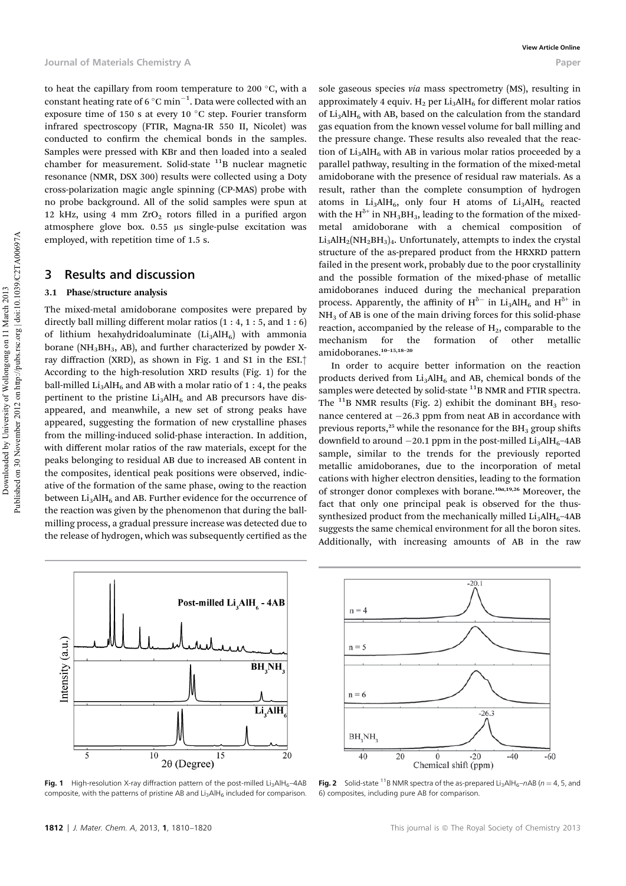to heat the capillary from room temperature to 200 °C, with a constant heating rate of 6 °C $min^{-1}$. Data were collected with an exposure time of 150 s at every 10 °C step. Fourier transform infrared spectroscopy (FTIR, Magna-IR 550 II, Nicolet) was conducted to confirm the chemical bonds in the samples. Samples were pressed with KBr and then loaded into a sealed chamber for measurement. Solid-state $^{11}B$ nuclear magnetic resonance (NMR, DSX 300) results were collected using a Doty cross-polarization magic angle spinning (CP-MAS) probe with no probe background. All of the solid samples were spun at 12 kHz, using 4 mm $ZrO_2$ rotors filled in a purified argon atmosphere glove box. 0.55 μs single-pulse excitation was employed, with repetition time of 1.5 s.

## 3 Results and discussion

### 3.1 Phase/structure analysis

The mixed-metal amidoborane composites were prepared by directly ball milling different molar ratios (1 : 4, 1 : 5, and 1 : 6) of lithium hexahydridoaluminate ($Li_3AlH_6$) with ammonia borane ($NH_3BH_3$, AB), and further characterized by powder X-ray diffraction (XRD), as shown in Fig. 1 and S1 in the ESI.† According to the high-resolution XRD results (Fig. 1) for the ball-milled $Li_3AlH_6$ and AB with a molar ratio of 1 : 4, the peaks pertinent to the pristine $Li_3AlH_6$ and AB precursors have disappeared, and meanwhile, a new set of strong peaks have appeared, suggesting the formation of new crystalline phases from the milling-induced solid-phase interaction. In addition, with different molar ratios of the raw materials, except for the peaks belonging to residual AB due to increased AB content in the composites, identical peak positions were observed, indicative of the formation of the same phase, owing to the reaction between $Li_3AlH_6$ and AB. Further evidence for the occurrence of the reaction was given by the phenomenon that during the ball-milling process, a gradual pressure increase was detected due to the release of hydrogen, which was subsequently certified as the sole gaseous species *via* mass spectrometry (MS), resulting in approximately 4 equiv. $H_2$ per $Li_3AlH_6$ for different molar ratios of $Li_3AlH_6$ with AB, based on the calculation from the standard gas equation from the known vessel volume for ball milling and the pressure change. These results also revealed that the reaction of $Li_3AlH_6$ with AB in various molar ratios proceeded by a parallel pathway, resulting in the formation of the mixed-metal amidoborane with the presence of residual raw materials. As a result, rather than the complete consumption of hydrogen atoms in $Li_3AlH_6$, only four H atoms of $Li_3AlH_6$ reacted with the $H^{\delta+}$ in $NH_3BH_3$, leading to the formation of the mixed-metal amidoborane with a chemical composition of $Li_3AlH_2(NH_2BH_3)_4$. Unfortunately, attempts to index the crystal structure of the as-prepared product from the HRXRD pattern failed in the present work, probably due to the poor crystallinity and the possible formation of the mixed-phase of metallic amidoboranes induced during the mechanical preparation process. Apparently, the affinity of $H^{\delta-}$ in $Li_3AlH_6$ and $H^{\delta+}$ in $NH_3$ of AB is one of the main driving forces for this solid-phase reaction, accompanied by the release of $H_2$, comparable to the mechanism for the formation of other metallic amidoboranes.[10–15,18–20]

In order to acquire better information on the reaction products derived from $Li_3AlH_6$ and AB, chemical bonds of the samples were detected by solid-state $^{11}B$ NMR and FTIR spectra. The $^{11}B$ NMR results (Fig. 2) exhibit the dominant $BH_3$ resonance centered at −26.3 ppm from neat AB in accordance with previous reports,[25] while the resonance for the $BH_3$ group shifts downfield to around −20.1 ppm in the post-milled $Li_3AlH_6$–4AB sample, similar to the trends for the previously reported metallic amidoboranes, due to the incorporation of metal cations with higher electron densities, leading to the formation of stronger donor complexes with borane.[10a,19,26] Moreover, the fact that only one principal peak is observed for the thus-synthesized product from the mechanically milled $Li_3AlH_6$–4AB suggests the same chemical environment for all the boron sites. Additionally, with increasing amounts of AB in the raw

**Fig. 1** High-resolution X-ray diffraction pattern of the post-milled $Li_3AlH_6$–4AB composite, with the patterns of pristine AB and $Li_3AlH_6$ included for comparison.

**Fig. 2** Solid-state $^{11}B$ NMR spectra of the as-prepared $Li_3AlH_6$–$n$AB ($n$ = 4, 5, and 6) composites, including pure AB for comparison.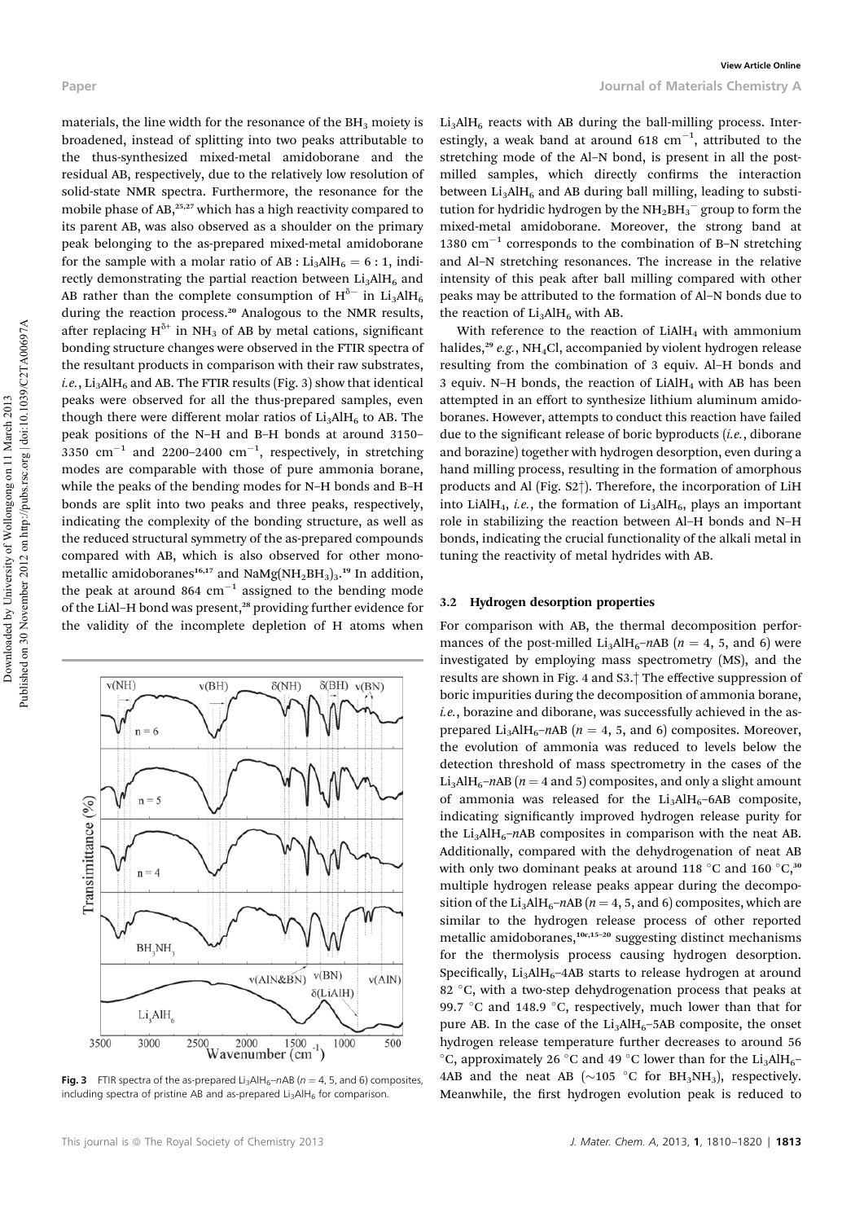materials, the line width for the resonance of the $BH_3$ moiety is broadened, instead of splitting into two peaks attributable to the thus-synthesized mixed-metal amidoborane and the residual AB, respectively, due to the relatively low resolution of solid-state NMR spectra. Furthermore, the resonance for the mobile phase of AB,[25,27] which has a high reactivity compared to its parent AB, was also observed as a shoulder on the primary peak belonging to the as-prepared mixed-metal amidoborane for the sample with a molar ratio of AB : $Li_3AlH_6$ = 6 : 1, indirectly demonstrating the partial reaction between $Li_3AlH_6$ and AB rather than the complete consumption of $H^{\delta-}$ in $Li_3AlH_6$ during the reaction process.[20] Analogous to the NMR results, after replacing $H^{\delta+}$ in $NH_3$ of AB by metal cations, significant bonding structure changes were observed in the FTIR spectra of the resultant products in comparison with their raw substrates, *i.e.*, $Li_3AlH_6$ and AB. The FTIR results (Fig. 3) show that identical peaks were observed for all the thus-prepared samples, even though there were different molar ratios of $Li_3AlH_6$ to AB. The peak positions of the N–H and B–H bonds at around 3150–3350 $cm^{-1}$ and 2200–2400 $cm^{-1}$, respectively, in stretching modes are comparable with those of pure ammonia borane, while the peaks of the bending modes for N–H bonds and B–H bonds are split into two peaks and three peaks, respectively, indicating the complexity of the bonding structure, as well as the reduced structural symmetry of the as-prepared compounds compared with AB, which is also observed for other monometallic amidoboranes[16,17] and $NaMg(NH_2BH_3)_3$.[19] In addition, the peak at around 864 $cm^{-1}$ assigned to the bending mode of the LiAl–H bond was present,[28] providing further evidence for the validity of the incomplete depletion of H atoms when

**Fig. 3** FTIR spectra of the as-prepared $Li_3AlH_6$–$n$AB ($n$ = 4, 5, and 6) composites, including spectra of pristine AB and as-prepared $Li_3AlH_6$ for comparison.

$Li_3AlH_6$ reacts with AB during the ball-milling process. Interestingly, a weak band at around 618 $cm^{-1}$, attributed to the stretching mode of the Al–N bond, is present in all the post-milled samples, which directly confirms the interaction between $Li_3AlH_6$ and AB during ball milling, leading to substitution for hydridic hydrogen by the $NH_2BH_3^-$ group to form the mixed-metal amidoborane. Moreover, the strong band at 1380 $cm^{-1}$ corresponds to the combination of B–N stretching and Al–N stretching resonances. The increase in the relative intensity of this peak after ball milling compared with other peaks may be attributed to the formation of Al–N bonds due to the reaction of $Li_3AlH_6$ with AB.

With reference to the reaction of $LiAlH_4$ with ammonium halides,[29] *e.g.*, $NH_4Cl$, accompanied by violent hydrogen release resulting from the combination of 3 equiv. Al–H bonds and 3 equiv. N–H bonds, the reaction of $LiAlH_4$ with AB has been attempted in an effort to synthesize lithium aluminum amidoboranes. However, attempts to conduct this reaction have failed due to the significant release of boric byproducts (*i.e.*, diborane and borazine) together with hydrogen desorption, even during a hand milling process, resulting in the formation of amorphous products and Al (Fig. S2†). Therefore, the incorporation of LiH into $LiAlH_4$, *i.e.*, the formation of $Li_3AlH_6$, plays an important role in stabilizing the reaction between Al–H bonds and N–H bonds, indicating the crucial functionality of the alkali metal in tuning the reactivity of metal hydrides with AB.

### 3.2 Hydrogen desorption properties

For comparison with AB, the thermal decomposition performances of the post-milled $Li_3AlH_6$–$n$AB ($n$ = 4, 5, and 6) were investigated by employing mass spectrometry (MS), and the results are shown in Fig. 4 and S3.† The effective suppression of boric impurities during the decomposition of ammonia borane, *i.e.*, borazine and diborane, was successfully achieved in the as-prepared $Li_3AlH_6$–$n$AB ($n$ = 4, 5, and 6) composites. Moreover, the evolution of ammonia was reduced to levels below the detection threshold of mass spectrometry in the cases of the $Li_3AlH_6$–$n$AB ($n$ = 4 and 5) composites, and only a slight amount of ammonia was released for the $Li_3AlH_6$–6AB composite, indicating significantly improved hydrogen release purity for the $Li_3AlH_6$–$n$AB composites in comparison with the neat AB. Additionally, compared with the dehydrogenation of neat AB with only two dominant peaks at around 118 °C and 160 °C,[30] multiple hydrogen release peaks appear during the decomposition of the $Li_3AlH_6$–$n$AB ($n$ = 4, 5, and 6) composites, which are similar to the hydrogen release process of other reported metallic amidoboranes,[10c,15–20] suggesting distinct mechanisms for the thermolysis process causing hydrogen desorption. Specifically, $Li_3AlH_6$–4AB starts to release hydrogen at around 82 °C, with a two-step dehydrogenation process that peaks at 99.7 °C and 148.9 °C, respectively, much lower than that for pure AB. In the case of the $Li_3AlH_6$–5AB composite, the onset hydrogen release temperature further decreases to around 56 °C, approximately 26 °C and 49 °C lower than for the $Li_3AlH_6$–4AB and the neat AB (~105 °C for $BH_3NH_3$), respectively. Meanwhile, the first hydrogen evolution peak is reduced to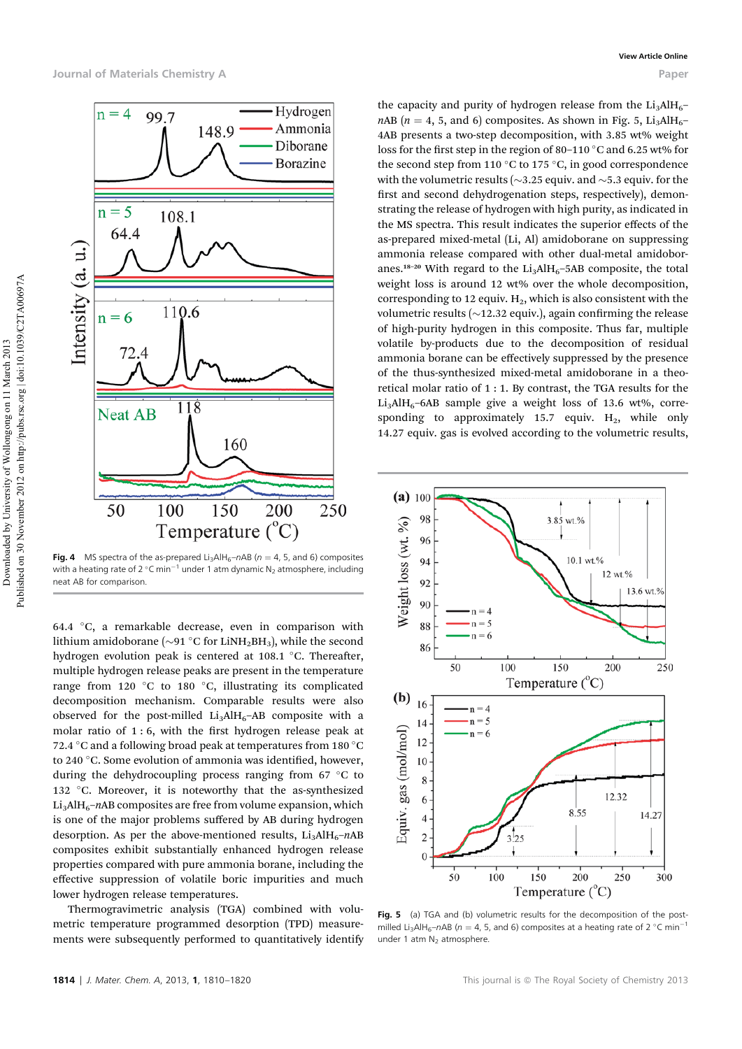Fig. 4 MS spectra of the as-prepared $Li_3AlH_6$–$n$AB ($n$ = 4, 5, and 6) composites with a heating rate of 2 °C $min^{-1}$ under 1 atm dynamic $N_2$ atmosphere, including neat AB for comparison.

64.4 °C, a remarkable decrease, even in comparison with lithium amidoborane (~91 °C for $LiNH_2BH_3$), while the second hydrogen evolution peak is centered at 108.1 °C. Thereafter, multiple hydrogen release peaks are present in the temperature range from 120 °C to 180 °C, illustrating its complicated decomposition mechanism. Comparable results were also observed for the post-milled $Li_3AlH_6$–AB composite with a molar ratio of 1 : 6, with the first hydrogen release peak at 72.4 °C and a following broad peak at temperatures from 180 °C to 240 °C. Some evolution of ammonia was identified, however, during the dehydrocoupling process ranging from 67 °C to 132 °C. Moreover, it is noteworthy that the as-synthesized $Li_3AlH_6$–$n$AB composites are free from volume expansion, which is one of the major problems suffered by AB during hydrogen desorption. As per the above-mentioned results, $Li_3AlH_6$–$n$AB composites exhibit substantially enhanced hydrogen release properties compared with pure ammonia borane, including the effective suppression of volatile boric impurities and much lower hydrogen release temperatures.

Thermogravimetric analysis (TGA) combined with volumetric temperature programmed desorption (TPD) measurements were subsequently performed to quantitatively identify the capacity and purity of hydrogen release from the $Li_3AlH_6$–$n$AB ($n$ = 4, 5, and 6) composites. As shown in Fig. 5, $Li_3AlH_6$–4AB presents a two-step decomposition, with 3.85 wt% weight loss for the first step in the region of 80–110 °C and 6.25 wt% for the second step from 110 °C to 175 °C, in good correspondence with the volumetric results (~3.25 equiv. and ~5.3 equiv. for the first and second dehydrogenation steps, respectively), demonstrating the release of hydrogen with high purity, as indicated in the MS spectra. This result indicates the superior effects of the as-prepared mixed-metal (Li, Al) amidoborane on suppressing ammonia release compared with other dual-metal amidoboranes.[18–20] With regard to the $Li_3AlH_6$–5AB composite, the total weight loss is around 12 wt% over the whole decomposition, corresponding to 12 equiv. $H_2$, which is also consistent with the volumetric results (~12.32 equiv.), again confirming the release of high-purity hydrogen in this composite. Thus far, multiple volatile by-products due to the decomposition of residual ammonia borane can be effectively suppressed by the presence of the thus-synthesized mixed-metal amidoborane in a theoretical molar ratio of 1 : 1. By contrast, the TGA results for the $Li_3AlH_6$–6AB sample give a weight loss of 13.6 wt%, corresponding to approximately 15.7 equiv. $H_2$, while only 14.27 equiv. gas is evolved according to the volumetric results,

Fig. 5 (a) TGA and (b) volumetric results for the decomposition of the post-milled $Li_3AlH_6$–$n$AB ($n$ = 4, 5, and 6) composites at a heating rate of 2 °C $min^{-1}$ under 1 atm $N_2$ atmosphere.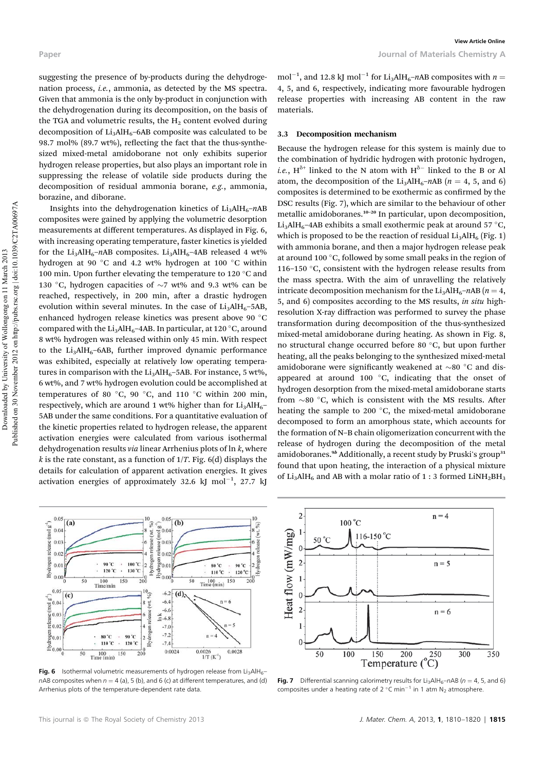suggesting the presence of by-products during the dehydrogenation process, *i.e.*, ammonia, as detected by the MS spectra. Given that ammonia is the only by-product in conjunction with the dehydrogenation during its decomposition, on the basis of the TGA and volumetric results, the $H_2$ content evolved during decomposition of $Li_3AlH_6$–6AB composite was calculated to be 98.7 mol% (89.7 wt%), reflecting the fact that the thus-synthesized mixed-metal amidoborane not only exhibits superior hydrogen release properties, but also plays an important role in suppressing the release of volatile side products during the decomposition of residual ammonia borane, *e.g.*, ammonia, borazine, and diborane.

Insights into the dehydrogenation kinetics of $Li_3AlH_6$–*n*AB composites were gained by applying the volumetric desorption measurements at different temperatures. As displayed in Fig. 6, with increasing operating temperature, faster kinetics is yielded for the $Li_3AlH_6$–*n*AB composites. $Li_3AlH_6$–4AB released 4 wt% hydrogen at 90 °C and 4.2 wt% hydrogen at 100 °C within 100 min. Upon further elevating the temperature to 120 °C and 130 °C, hydrogen capacities of ~7 wt% and 9.3 wt% can be reached, respectively, in 200 min, after a drastic hydrogen evolution within several minutes. In the case of $Li_3AlH_6$–5AB, enhanced hydrogen release kinetics was present above 90 °C compared with the $Li_3AlH_6$–4AB. In particular, at 120 °C, around 8 wt% hydrogen was released within only 45 min. With respect to the $Li_3AlH_6$–6AB, further improved dynamic performance was exhibited, especially at relatively low operating temperatures in comparison with the $Li_3AlH_6$–5AB. For instance, 5 wt%, 6 wt%, and 7 wt% hydrogen evolution could be accomplished at temperatures of 80 °C, 90 °C, and 110 °C within 200 min, respectively, which are around 1 wt% higher than for $Li_3AlH_6$–5AB under the same conditions. For a quantitative evaluation of the kinetic properties related to hydrogen release, the apparent activation energies were calculated from various isothermal dehydrogenation results *via* linear Arrhenius plots of ln *k*, where *k* is the rate constant, as a function of 1/*T*. Fig. 6(d) displays the details for calculation of apparent activation energies. It gives activation energies of approximately 32.6 kJ mol$^{-1}$, 27.7 kJ mol$^{-1}$, and 12.8 kJ mol$^{-1}$ for $Li_3AlH_6$–*n*AB composites with *n* = 4, 5, and 6, respectively, indicating more favourable hydrogen release properties with increasing AB content in the raw materials.

Fig. 6 Isothermal volumetric measurements of hydrogen release from $Li_3AlH_6$–*n*AB composites when *n* = 4 (a), 5 (b), and 6 (c) at different temperatures, and (d) Arrhenius plots of the temperature-dependent rate data.

### 3.3 Decomposition mechanism

Because the hydrogen release for this system is mainly due to the combination of hydridic hydrogen with protonic hydrogen, *i.e.*, $H^{\delta+}$ linked to the N atom with $H^{\delta-}$ linked to the B or Al atom, the decomposition of the $Li_3AlH_6$–*n*AB (*n* = 4, 5, and 6) composites is determined to be exothermic as confirmed by the DSC results (Fig. 7), which are similar to the behaviour of other metallic amidoboranes.[10–20] In particular, upon decomposition, $Li_3AlH_6$–4AB exhibits a small exothermic peak at around 57 °C, which is proposed to be the reaction of residual $Li_3AlH_6$ (Fig. 1) with ammonia borane, and then a major hydrogen release peak at around 100 °C, followed by some small peaks in the region of 116–150 °C, consistent with the hydrogen release results from the mass spectra. With the aim of unravelling the relatively intricate decomposition mechanism for the $Li_3AlH_6$–*n*AB (*n* = 4, 5, and 6) composites according to the MS results, *in situ* high-resolution X-ray diffraction was performed to survey the phase transformation during decomposition of the thus-synthesized mixed-metal amidoborane during heating. As shown in Fig. 8, no structural change occurred before 80 °C, but upon further heating, all the peaks belonging to the synthesized mixed-metal amidoborane were significantly weakened at ~80 °C and disappeared at around 100 °C, indicating that the onset of hydrogen desorption from the mixed-metal amidoborane starts from ~80 °C, which is consistent with the MS results. After heating the sample to 200 °C, the mixed-metal amidoborane decomposed to form an amorphous state, which accounts for the formation of N–B chain oligomerization concurrent with the release of hydrogen during the decomposition of the metal amidoboranes.[9b] Additionally, a recent study by Pruski's group[31] found that upon heating, the interaction of a physical mixture of $Li_3AlH_6$ and AB with a molar ratio of 1 : 3 formed $LiNH_2BH_3$

Fig. 7 Differential scanning calorimetry results for $Li_3AlH_6$–*n*AB (*n* = 4, 5, and 6) composites under a heating rate of 2 °C min$^{-1}$ in 1 atm $N_2$ atmosphere.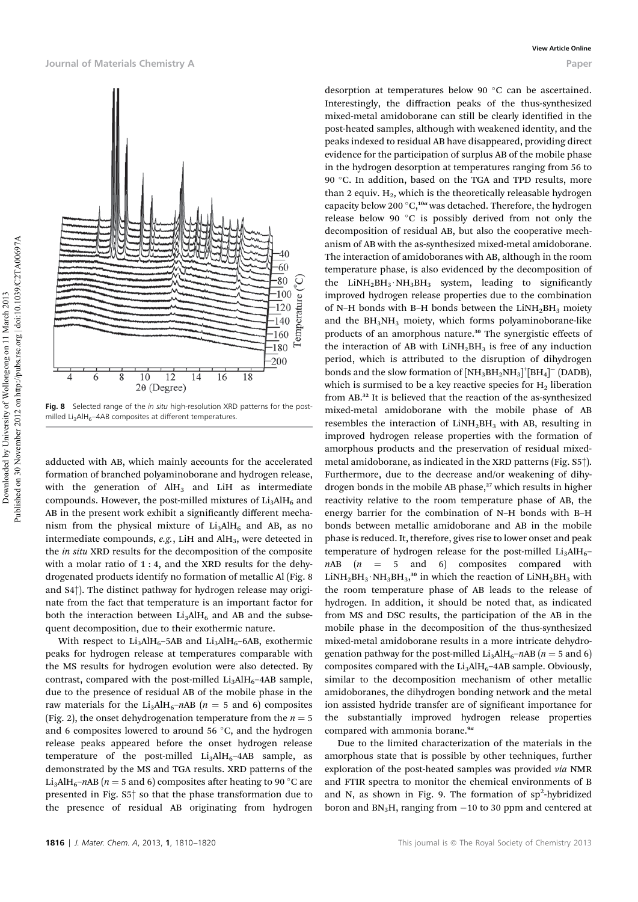Fig. 8 Selected range of the *in situ* high-resolution XRD patterns for the post-milled $Li_3AlH_6$–4AB composites at different temperatures.

adducted with AB, which mainly accounts for the accelerated formation of branched polyaminoborane and hydrogen release, with the generation of $AlH_3$ and LiH as intermediate compounds. However, the post-milled mixtures of $Li_3AlH_6$ and AB in the present work exhibit a significantly different mechanism from the physical mixture of $Li_3AlH_6$ and AB, as no intermediate compounds, *e.g.*, LiH and $AlH_3$, were detected in the *in situ* XRD results for the decomposition of the composite with a molar ratio of 1 : 4, and the XRD results for the dehydrogenated products identify no formation of metallic Al (Fig. 8 and S4†). The distinct pathway for hydrogen release may originate from the fact that temperature is an important factor for both the interaction between $Li_3AlH_6$ and AB and the subsequent decomposition, due to their exothermic nature.

With respect to $Li_3AlH_6$–5AB and $Li_3AlH_6$–6AB, exothermic peaks for hydrogen release at temperatures comparable with the MS results for hydrogen evolution were also detected. By contrast, compared with the post-milled $Li_3AlH_6$–4AB sample, due to the presence of residual AB of the mobile phase in the raw materials for the $Li_3AlH_6$–$n$AB ($n$ = 5 and 6) composites (Fig. 2), the onset dehydrogenation temperature from the $n$ = 5 and 6 composites lowered to around 56 °C, and the hydrogen release peaks appeared before the onset hydrogen release temperature of the post-milled $Li_3AlH_6$–4AB sample, as demonstrated by the MS and TGA results. XRD patterns of the $Li_3AlH_6$–$n$AB ($n$ = 5 and 6) composites after heating to 90 °C are presented in Fig. S5† so that the phase transformation due to the presence of residual AB originating from hydrogen desorption at temperatures below 90 °C can be ascertained. Interestingly, the diffraction peaks of the thus-synthesized mixed-metal amidoborane can still be clearly identified in the post-heated samples, although with weakened identity, and the peaks indexed to residual AB have disappeared, providing direct evidence for the participation of surplus AB of the mobile phase in the hydrogen desorption at temperatures ranging from 56 to 90 °C. In addition, based on the TGA and TPD results, more than 2 equiv. $H_2$, which is the theoretically releasable hydrogen capacity below 200 °C,[10a] was detached. Therefore, the hydrogen release below 90 °C is possibly derived from not only the decomposition of residual AB, but also the cooperative mechanism of AB with the as-synthesized mixed-metal amidoborane. The interaction of amidoboranes with AB, although in the room temperature phase, is also evidenced by the decomposition of the $LiNH_2BH_3 \cdot NH_3BH_3$ system, leading to significantly improved hydrogen release properties due to the combination of N–H bonds with B–H bonds between the $LiNH_2BH_3$ moiety and the $BH_3NH_3$ moiety, which forms polyaminoborane-like products of an amorphous nature.[30] The synergistic effects of the interaction of AB with $LiNH_2BH_3$ is free of any induction period, which is attributed to the disruption of dihydrogen bonds and the slow formation of $[NH_3BH_2NH_3]^+[BH_4]^-$ (DADB), which is surmised to be a key reactive species for $H_2$ liberation from AB.[32] It is believed that the reaction of the as-synthesized mixed-metal amidoborane with the mobile phase of AB resembles the interaction of $LiNH_2BH_3$ with AB, resulting in improved hydrogen release properties with the formation of amorphous products and the preservation of residual mixed-metal amidoborane, as indicated in the XRD patterns (Fig. S5†). Furthermore, due to the decrease and/or weakening of dihydrogen bonds in the mobile AB phase,[27] which results in higher reactivity relative to the room temperature phase of AB, the energy barrier for the combination of N–H bonds with B–H bonds between metallic amidoborane and AB in the mobile phase is reduced. It, therefore, gives rise to lower onset and peak temperature of hydrogen release for the post-milled $Li_3AlH_6$–$n$AB ($n$ = 5 and 6) composites compared with $LiNH_2BH_3 \cdot NH_3BH_3$,[30] in which the reaction of $LiNH_2BH_3$ with the room temperature phase of AB leads to the release of hydrogen. In addition, it should be noted that, as indicated from MS and DSC results, the participation of the AB in the mobile phase in the decomposition of the thus-synthesized mixed-metal amidoborane results in a more intricate dehydrogenation pathway for the post-milled $Li_3AlH_6$–$n$AB ($n$ = 5 and 6) composites compared with the $Li_3AlH_6$–4AB sample. Obviously, similar to the decomposition mechanism of other metallic amidoboranes, the dihydrogen bonding network and the metal ion assisted hydride transfer are of significant importance for the substantially improved hydrogen release properties compared with ammonia borane.[9a]

Due to the limited characterization of the materials in the amorphous state that is possible by other techniques, further exploration of the post-heated samples was provided *via* NMR and FTIR spectra to monitor the chemical environments of B and N, as shown in Fig. 9. The formation of $sp^2$-hybridized boron and $BN_3H$, ranging from −10 to 30 ppm and centered at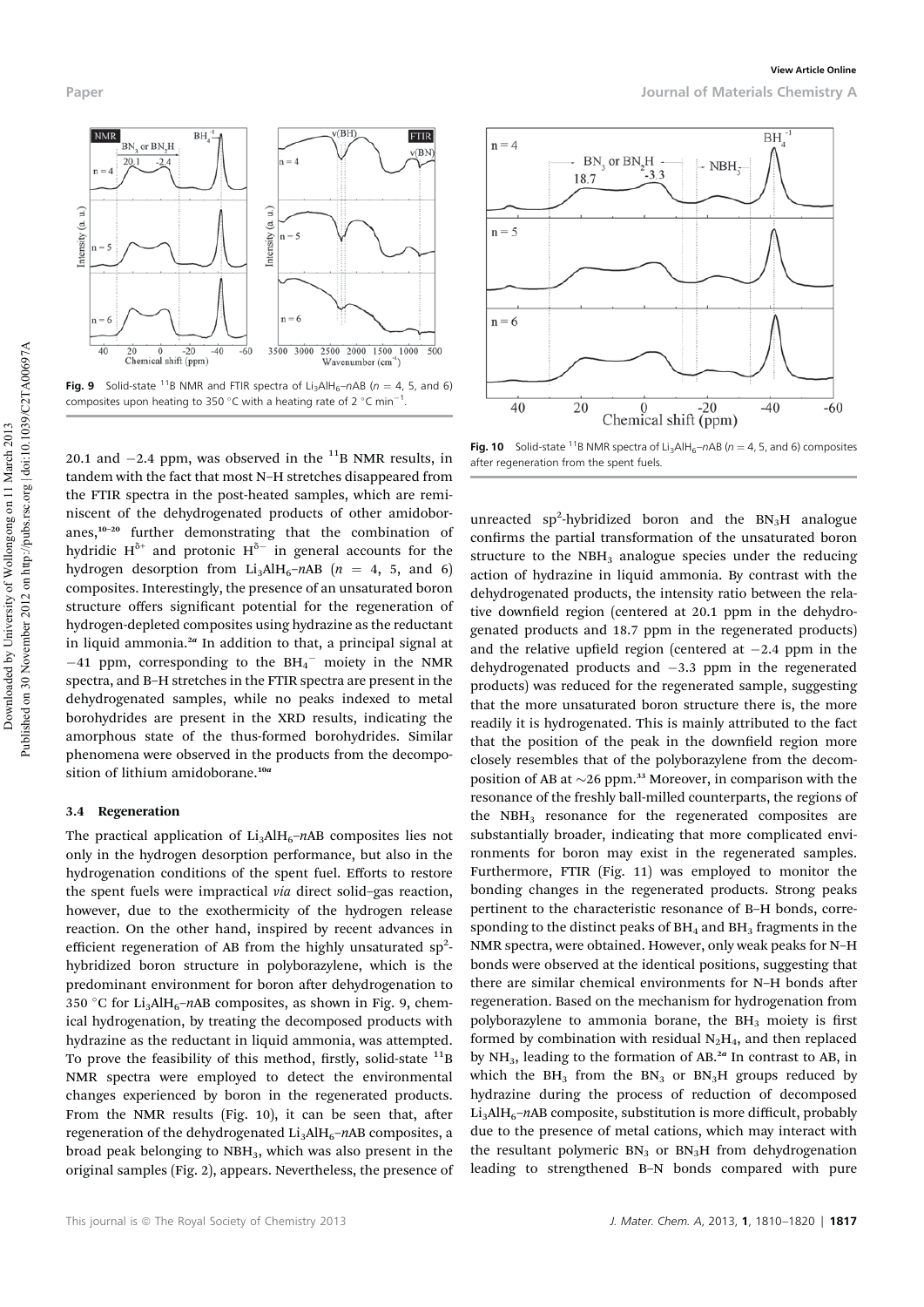Fig. 9 Solid-state $^{11}B$ NMR and FTIR spectra of $Li_3AlH_6$–$n$AB ($n$ = 4, 5, and 6) composites upon heating to 350 °C with a heating rate of 2 °C $min^{-1}$.

Fig. 10 Solid-state $^{11}B$ NMR spectra of $Li_3AlH_6$–$n$AB ($n$ = 4, 5, and 6) composites after regeneration from the spent fuels.

20.1 and −2.4 ppm, was observed in the $^{11}B$ NMR results, in tandem with the fact that most N–H stretches disappeared from the FTIR spectra in the post-heated samples, which are reminiscent of the dehydrogenated products of other amidoboranes,[10–20] further demonstrating that the combination of hydridic $H^{\delta+}$ and protonic $H^{\delta-}$ in general accounts for the hydrogen desorption from $Li_3AlH_6$–$n$AB ($n$ = 4, 5, and 6) composites. Interestingly, the presence of an unsaturated boron structure offers significant potential for the regeneration of hydrogen-depleted composites using hydrazine as the reductant in liquid ammonia.[2a] In addition to that, a principal signal at −41 ppm, corresponding to the $BH_4^-$ moiety in the NMR spectra, and B–H stretches in the FTIR spectra are present in the dehydrogenated samples, while no peaks indexed to metal borohydrides are present in the XRD results, indicating the amorphous state of the thus-formed borohydrides. Similar phenomena were observed in the products from the decomposition of lithium amidoborane.[10a]

### 3.4 Regeneration

The practical application of $Li_3AlH_6$–$n$AB composites lies not only in the hydrogen desorption performance, but also in the hydrogenation conditions of the spent fuel. Efforts to restore the spent fuels were impractical *via* direct solid–gas reaction, however, due to the exothermicity of the hydrogen release reaction. On the other hand, inspired by recent advances in efficient regeneration of AB from the highly unsaturated $sp^2$-hybridized boron structure in polyborazylene, which is the predominant environment for boron after dehydrogenation to 350 °C for $Li_3AlH_6$–$n$AB composites, as shown in Fig. 9, chemical hydrogenation, by treating the decomposed products with hydrazine as the reductant in liquid ammonia, was attempted. To prove the feasibility of this method, firstly, solid-state $^{11}B$ NMR spectra were employed to detect the environmental changes experienced by boron in the regenerated products. From the NMR results (Fig. 10), it can be seen that, after regeneration of the dehydrogenated $Li_3AlH_6$–$n$AB composites, a broad peak belonging to $NBH_3$, which was also present in the original samples (Fig. 2), appears. Nevertheless, the presence of unreacted $sp^2$-hybridized boron and the $BN_3H$ analogue confirms the partial transformation of the unsaturated boron structure to the $NBH_3$ analogue species under the reducing action of hydrazine in liquid ammonia. By contrast with the dehydrogenated products, the intensity ratio between the relative downfield region (centered at 20.1 ppm in the dehydrogenated products and 18.7 ppm in the regenerated products) and the relative upfield region (centered at −2.4 ppm in the dehydrogenated products and −3.3 ppm in the regenerated products) was reduced for the regenerated sample, suggesting that the more unsaturated boron structure there is, the more readily it is hydrogenated. This is mainly attributed to the fact that the position of the peak in the downfield region more closely resembles that of the polyborazylene from the decomposition of AB at ∼26 ppm.[33] Moreover, in comparison with the resonance of the freshly ball-milled counterparts, the regions of the $NBH_3$ resonance for the regenerated composites are substantially broader, indicating that more complicated environments for boron may exist in the regenerated samples. Furthermore, FTIR (Fig. 11) was employed to monitor the bonding changes in the regenerated products. Strong peaks pertinent to the characteristic resonance of B–H bonds, corresponding to the distinct peaks of $BH_4$ and $BH_3$ fragments in the NMR spectra, were obtained. However, only weak peaks for N–H bonds were observed at the identical positions, suggesting that there are similar chemical environments for N–H bonds after regeneration. Based on the mechanism for hydrogenation from polyborazylene to ammonia borane, the $BH_3$ moiety is first formed by combination with residual $N_2H_4$, and then replaced by $NH_3$, leading to the formation of AB.[2a] In contrast to AB, in which the $BH_3$ from the $BN_3$ or $BN_3H$ groups reduced by hydrazine during the process of reduction of decomposed $Li_3AlH_6$–$n$AB composite, substitution is more difficult, probably due to the presence of metal cations, which may interact with the resultant polymeric $BN_3$ or $BN_3H$ from dehydrogenation leading to strengthened B–N bonds compared with pure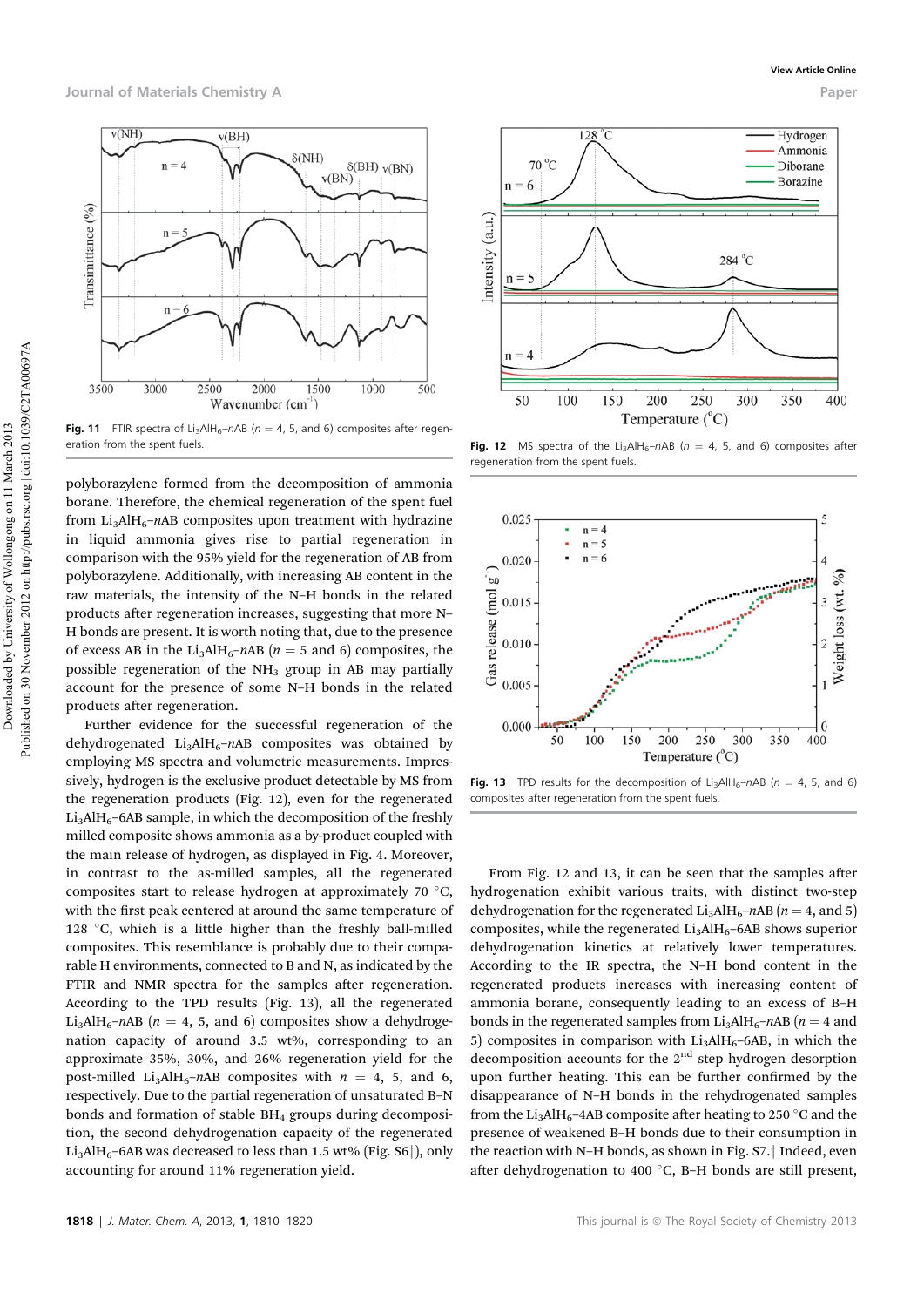Fig. 11 FTIR spectra of $Li_3AlH_6$–$n$AB ($n$ = 4, 5, and 6) composites after regeneration from the spent fuels.

polyborazylene formed from the decomposition of ammonia borane. Therefore, the chemical regeneration of the spent fuel from $Li_3AlH_6$–$n$AB composites upon treatment with hydrazine in liquid ammonia gives rise to partial regeneration in comparison with the 95% yield for the regeneration of AB from polyborazylene. Additionally, with increasing AB content in the raw materials, the intensity of the N–H bonds in the related products after regeneration increases, suggesting that more N–H bonds are present. It is worth noting that, due to the presence of excess AB in the $Li_3AlH_6$–$n$AB ($n$ = 5 and 6) composites, the possible regeneration of the $NH_3$ group in AB may partially account for the presence of some N–H bonds in the related products after regeneration.

Further evidence for the successful regeneration of the dehydrogenated $Li_3AlH_6$–$n$AB composites was obtained by employing MS spectra and volumetric measurements. Impressively, hydrogen is the exclusive product detectable by MS from the regeneration products (Fig. 12), even for the regenerated $Li_3AlH_6$–6AB sample, in which the decomposition of the freshly milled composite shows ammonia as a by-product coupled with the main release of hydrogen, as displayed in Fig. 4. Moreover, in contrast to the as-milled samples, all the regenerated composites start to release hydrogen at approximately 70 °C, with the first peak centered at around the same temperature of 128 °C, which is a little higher than the freshly ball-milled composites. This resemblance is probably due to their comparable H environments, connected to B and N, as indicated by the FTIR and NMR spectra for the samples after regeneration. According to the TPD results (Fig. 13), all the regenerated $Li_3AlH_6$–$n$AB ($n$ = 4, 5, and 6) composites show a dehydrogenation capacity of around 3.5 wt%, corresponding to an approximate 35%, 30%, and 26% regeneration yield for the post-milled $Li_3AlH_6$–$n$AB composites with $n$ = 4, 5, and 6, respectively. Due to the partial regeneration of unsaturated B–N bonds and formation of stable $BH_4$ groups during decomposition, the second dehydrogenation capacity of the regenerated $Li_3AlH_6$–6AB was decreased to less than 1.5 wt% (Fig. S6†), only accounting for around 11% regeneration yield.

Fig. 12 MS spectra of the $Li_3AlH_6$–$n$AB ($n$ = 4, 5, and 6) composites after regeneration from the spent fuels.

Fig. 13 TPD results for the decomposition of $Li_3AlH_6$–$n$AB ($n$ = 4, 5, and 6) composites after regeneration from the spent fuels.

From Fig. 12 and 13, it can be seen that the samples after hydrogenation exhibit various traits, with distinct two-step dehydrogenation for the regenerated $Li_3AlH_6$–$n$AB ($n$ = 4, and 5) composites, while the regenerated $Li_3AlH_6$–6AB shows superior dehydrogenation kinetics at relatively lower temperatures. According to the IR spectra, the N–H bond content in the regenerated products increases with increasing content of ammonia borane, consequently leading to an excess of B–H bonds in the regenerated samples from $Li_3AlH_6$–$n$AB ($n$ = 4 and 5) composites in comparison with $Li_3AlH_6$–6AB, in which the decomposition accounts for the 2[nd] step hydrogen desorption upon further heating. This can be further confirmed by the disappearance of N–H bonds in the rehydrogenated samples from the $Li_3AlH_6$–4AB composite after heating to 250 °C and the presence of weakened B–H bonds due to their consumption in the reaction with N–H bonds, as shown in Fig. S7.† Indeed, even after dehydrogenation to 400 °C, B–H bonds are still present,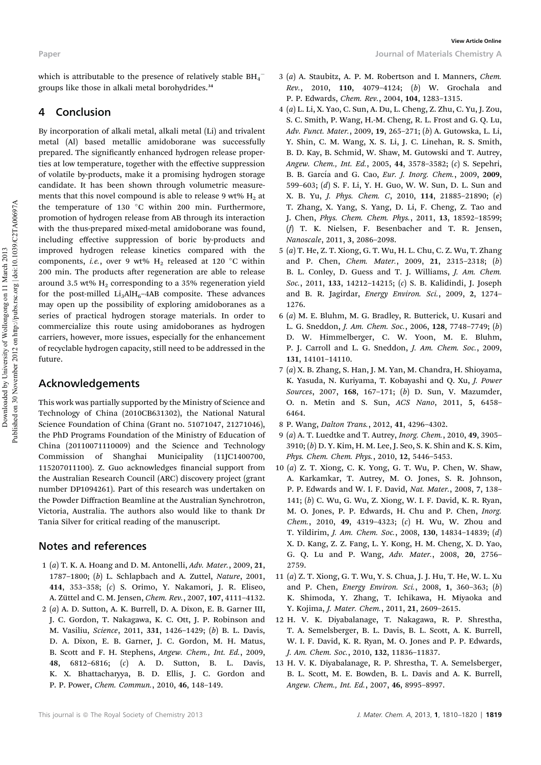which is attributable to the presence of relatively stable $BH_4^-$ groups like those in alkali metal borohydrides.[34]

## 4 Conclusion

By incorporation of alkali metal, alkali metal (Li) and trivalent metal (Al) based metallic amidoborane was successfully prepared. The significantly enhanced hydrogen release properties at low temperature, together with the effective suppression of volatile by-products, make it a promising hydrogen storage candidate. It has been shown through volumetric measurements that this novel compound is able to release 9 wt% $H_2$ at the temperature of 130 °C within 200 min. Furthermore, promotion of hydrogen release from AB through its interaction with the thus-prepared mixed-metal amidoborane was found, including effective suppression of boric by-products and improved hydrogen release kinetics compared with the components, *i.e.*, over 9 wt% $H_2$ released at 120 °C within 200 min. The products after regeneration are able to release around 3.5 wt% $H_2$ corresponding to a 35% regeneration yield for the post-milled $Li_3AlH_6$–4AB composite. These advances may open up the possibility of exploring amidoboranes as a series of practical hydrogen storage materials. In order to commercialize this route using amidoboranes as hydrogen carriers, however, more issues, especially for the enhancement of recyclable hydrogen capacity, still need to be addressed in the future.

## Acknowledgements

This work was partially supported by the Ministry of Science and Technology of China (2010CB631302), the National Natural Science Foundation of China (Grant no. 51071047, 21271046), the PhD Programs Foundation of the Ministry of Education of China (20110071110009) and the Science and Technology Commission of Shanghai Municipality (11JC1400700, 115207011100). Z. Guo acknowledges financial support from the Australian Research Council (ARC) discovery project (grant number DP1094261). Part of this research was undertaken on the Powder Diffraction Beamline at the Australian Synchrotron, Victoria, Australia. The authors also would like to thank Dr Tania Silver for critical reading of the manuscript.

## Notes and references

1 (*a*) T. K. A. Hoang and D. M. Antonelli, *Adv. Mater.*, 2009, **21**, 1787–1800; (*b*) L. Schlapbach and A. Zuttel, *Nature*, 2001, **414**, 353–358; (*c*) S. Orimo, Y. Nakamori, J. R. Eliseo, A. Züttel and C. M. Jensen, *Chem. Rev.*, 2007, **107**, 4111–4132.

2 (*a*) A. D. Sutton, A. K. Burrell, D. A. Dixon, E. B. Garner III, J. C. Gordon, T. Nakagawa, K. C. Ott, J. P. Robinson and M. Vasiliu, *Science*, 2011, **331**, 1426–1429; (*b*) B. L. Davis, D. A. Dixon, E. B. Garner, J. C. Gordon, M. H. Matus, B. Scott and F. H. Stephens, *Angew. Chem., Int. Ed.*, 2009, **48**, 6812–6816; (*c*) A. D. Sutton, B. L. Davis, K. X. Bhattacharyya, B. D. Ellis, J. C. Gordon and P. P. Power, *Chem. Commun.*, 2010, **46**, 148–149.

3 (*a*) A. Staubitz, A. P. M. Robertson and I. Manners, *Chem. Rev.*, 2010, **110**, 4079–4124; (*b*) W. Grochala and P. P. Edwards, *Chem. Rev.*, 2004, **104**, 1283–1315.

4 (*a*) L. Li, X. Yao, C. Sun, A. Du, L. Cheng, Z. Zhu, C. Yu, J. Zou, S. C. Smith, P. Wang, H.-M. Cheng, R. L. Frost and G. Q. Lu, *Adv. Funct. Mater.*, 2009, **19**, 265–271; (*b*) A. Gutowska, L. Li, Y. Shin, C. M. Wang, X. S. Li, J. C. Linehan, R. S. Smith, B. D. Kay, B. Schmid, W. Shaw, M. Gutowski and T. Autrey, *Angew. Chem., Int. Ed.*, 2005, **44**, 3578–3582; (*c*) S. Sepehri, B. B. García and G. Cao, *Eur. J. Inorg. Chem.*, 2009, **2009**, 599–603; (*d*) S. F. Li, Y. H. Guo, W. W. Sun, D. L. Sun and X. B. Yu, *J. Phys. Chem. C*, 2010, **114**, 21885–21890; (*e*) T. Zhang, X. Yang, S. Yang, D. Li, F. Cheng, Z. Tao and J. Chen, *Phys. Chem. Chem. Phys.*, 2011, **13**, 18592–18599; (*f*) T. K. Nielsen, F. Besenbacher and T. R. Jensen, *Nanoscale*, 2011, **3**, 2086–2098.

5 (*a*) T. He, Z. T. Xiong, G. T. Wu, H. L. Chu, C. Z. Wu, T. Zhang and P. Chen, *Chem. Mater.*, 2009, **21**, 2315–2318; (*b*) B. L. Conley, D. Guess and T. J. Williams, *J. Am. Chem. Soc.*, 2011, **133**, 14212–14215; (*c*) S. B. Kalidindi, J. Joseph and B. R. Jagirdar, *Energy Environ. Sci.*, 2009, **2**, 1274–1276.

6 (*a*) M. E. Bluhm, M. G. Bradley, R. Butterick, U. Kusari and L. G. Sneddon, *J. Am. Chem. Soc.*, 2006, **128**, 7748–7749; (*b*) D. W. Himmelberger, C. W. Yoon, M. E. Bluhm, P. J. Carroll and L. G. Sneddon, *J. Am. Chem. Soc.*, 2009, **131**, 14101–14110.

7 (*a*) X. B. Zhang, S. Han, J. M. Yan, M. Chandra, H. Shioyama, K. Yasuda, N. Kuriyama, T. Kobayashi and Q. Xu, *J. Power Sources*, 2007, **168**, 167–171; (*b*) D. Sun, V. Mazumder, O. n. Metin and S. Sun, *ACS Nano*, 2011, **5**, 6458–6464.

8 P. Wang, *Dalton Trans.*, 2012, **41**, 4296–4302.

9 (*a*) A. T. Luedtke and T. Autrey, *Inorg. Chem.*, 2010, **49**, 3905–3910; (*b*) D. Y. Kim, H. M. Lee, J. Seo, S. K. Shin and K. S. Kim, *Phys. Chem. Chem. Phys.*, 2010, **12**, 5446–5453.

10 (*a*) Z. T. Xiong, C. K. Yong, G. T. Wu, P. Chen, W. Shaw, A. Karkamkar, T. Autrey, M. O. Jones, S. R. Johnson, P. P. Edwards and W. I. F. David, *Nat. Mater.*, 2008, **7**, 138–141; (*b*) C. Wu, G. Wu, Z. Xiong, W. I. F. David, K. R. Ryan, M. O. Jones, P. P. Edwards, H. Chu and P. Chen, *Inorg. Chem.*, 2010, **49**, 4319–4323; (*c*) H. Wu, W. Zhou and T. Yildirim, *J. Am. Chem. Soc.*, 2008, **130**, 14834–14839; (*d*) X. D. Kang, Z. Z. Fang, L. Y. Kong, H. M. Cheng, X. D. Yao, G. Q. Lu and P. Wang, *Adv. Mater.*, 2008, **20**, 2756–2759.

11 (*a*) Z. T. Xiong, G. T. Wu, Y. S. Chua, J. J. Hu, T. He, W. L. Xu and P. Chen, *Energy Environ. Sci.*, 2008, **1**, 360–363; (*b*) K. Shimoda, Y. Zhang, T. Ichikawa, H. Miyaoka and Y. Kojima, *J. Mater. Chem.*, 2011, **21**, 2609–2615.

12 H. V. K. Diyabalanage, T. Nakagawa, R. P. Shrestha, T. A. Semelsberger, B. L. Davis, B. L. Scott, A. K. Burrell, W. I. F. David, K. R. Ryan, M. O. Jones and P. P. Edwards, *J. Am. Chem. Soc.*, 2010, **132**, 11836–11837.

13 H. V. K. Diyabalanage, R. P. Shrestha, T. A. Semelsberger, B. L. Scott, M. E. Bowden, B. L. Davis and A. K. Burrell, *Angew. Chem., Int. Ed.*, 2007, **46**, 8995–8997.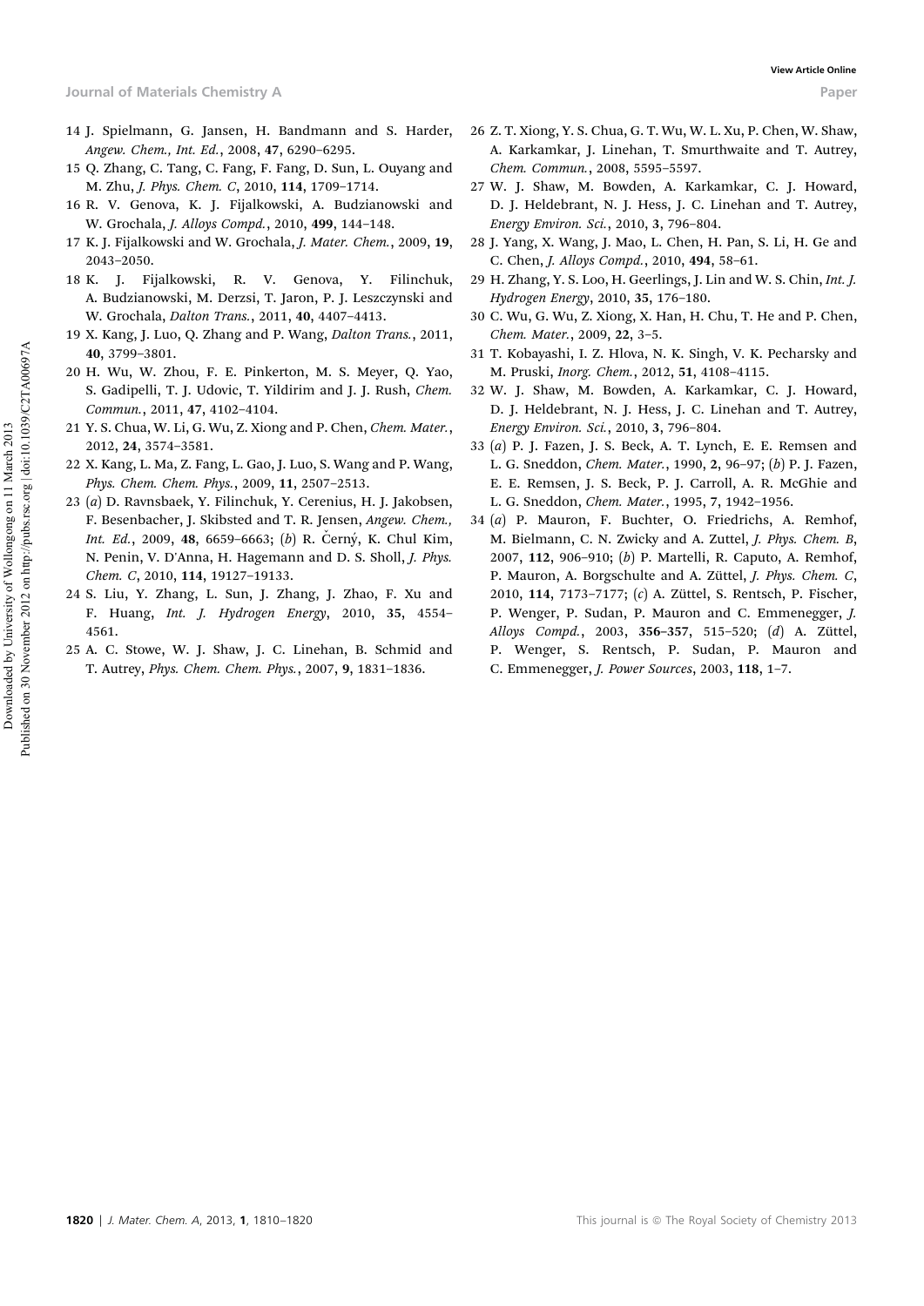14 J. Spielmann, G. Jansen, H. Bandmann and S. Harder, *Angew. Chem., Int. Ed.*, 2008, **47**, 6290–6295.

15 Q. Zhang, C. Tang, C. Fang, F. Fang, D. Sun, L. Ouyang and M. Zhu, *J. Phys. Chem. C*, 2010, **114**, 1709–1714.

16 R. V. Genova, K. J. Fijalkowski, A. Budzianowski and W. Grochala, *J. Alloys Compd.*, 2010, **499**, 144–148.

17 K. J. Fijalkowski and W. Grochala, *J. Mater. Chem.*, 2009, **19**, 2043–2050.

18 K. J. Fijalkowski, R. V. Genova, Y. Filinchuk, A. Budzianowski, M. Derzsi, T. Jaron, P. J. Leszczynski and W. Grochala, *Dalton Trans.*, 2011, **40**, 4407–4413.

19 X. Kang, J. Luo, Q. Zhang and P. Wang, *Dalton Trans.*, 2011, **40**, 3799–3801.

20 H. Wu, W. Zhou, F. E. Pinkerton, M. S. Meyer, Q. Yao, S. Gadipelli, T. J. Udovic, T. Yildirim and J. J. Rush, *Chem. Commun.*, 2011, **47**, 4102–4104.

21 Y. S. Chua, W. Li, G. Wu, Z. Xiong and P. Chen, *Chem. Mater.*, 2012, **24**, 3574–3581.

22 X. Kang, L. Ma, Z. Fang, L. Gao, J. Luo, S. Wang and P. Wang, *Phys. Chem. Chem. Phys.*, 2009, **11**, 2507–2513.

23 (*a*) D. Ravnsbaek, Y. Filinchuk, Y. Cerenius, H. J. Jakobsen, F. Besenbacher, J. Skibsted and T. R. Jensen, *Angew. Chem., Int. Ed.*, 2009, **48**, 6659–6663; (*b*) R. Černý, K. Chul Kim, N. Penin, V. D'Anna, H. Hagemann and D. S. Sholl, *J. Phys. Chem. C*, 2010, **114**, 19127–19133.

24 S. Liu, Y. Zhang, L. Sun, J. Zhang, J. Zhao, F. Xu and F. Huang, *Int. J. Hydrogen Energy*, 2010, **35**, 4554–4561.

25 A. C. Stowe, W. J. Shaw, J. C. Linehan, B. Schmid and T. Autrey, *Phys. Chem. Chem. Phys.*, 2007, **9**, 1831–1836.

26 Z. T. Xiong, Y. S. Chua, G. T. Wu, W. L. Xu, P. Chen, W. Shaw, A. Karkamkar, J. Linehan, T. Smurthwaite and T. Autrey, *Chem. Commun.*, 2008, 5595–5597.

27 W. J. Shaw, M. Bowden, A. Karkamkar, C. J. Howard, D. J. Heldebrant, N. J. Hess, J. C. Linehan and T. Autrey, *Energy Environ. Sci.*, 2010, **3**, 796–804.

28 J. Yang, X. Wang, J. Mao, L. Chen, H. Pan, S. Li, H. Ge and C. Chen, *J. Alloys Compd.*, 2010, **494**, 58–61.

29 H. Zhang, Y. S. Loo, H. Geerlings, J. Lin and W. S. Chin, *Int. J. Hydrogen Energy*, 2010, **35**, 176–180.

30 C. Wu, G. Wu, Z. Xiong, X. Han, H. Chu, T. He and P. Chen, *Chem. Mater.*, 2009, **22**, 3–5.

31 T. Kobayashi, I. Z. Hlova, N. K. Singh, V. K. Pecharsky and M. Pruski, *Inorg. Chem.*, 2012, **51**, 4108–4115.

32 W. J. Shaw, M. Bowden, A. Karkamkar, C. J. Howard, D. J. Heldebrant, N. J. Hess, J. C. Linehan and T. Autrey, *Energy Environ. Sci.*, 2010, **3**, 796–804.

33 (*a*) P. J. Fazen, J. S. Beck, A. T. Lynch, E. E. Remsen and L. G. Sneddon, *Chem. Mater.*, 1990, **2**, 96–97; (*b*) P. J. Fazen, E. E. Remsen, J. S. Beck, P. J. Carroll, A. R. McGhie and L. G. Sneddon, *Chem. Mater.*, 1995, **7**, 1942–1956.

34 (*a*) P. Mauron, F. Buchter, O. Friedrichs, A. Remhof, M. Bielmann, C. N. Zwicky and A. Zuttel, *J. Phys. Chem. B*, 2007, **112**, 906–910; (*b*) P. Martelli, R. Caputo, A. Remhof, P. Mauron, A. Borgschulte and A. Züttel, *J. Phys. Chem. C*, 2010, **114**, 7173–7177; (*c*) A. Züttel, S. Rentsch, P. Fischer, P. Wenger, P. Sudan, P. Mauron and C. Emmenegger, *J. Alloys Compd.*, 2003, **356–357**, 515–520; (*d*) A. Züttel, P. Wenger, S. Rentsch, P. Sudan, P. Mauron and C. Emmenegger, *J. Power Sources*, 2003, **118**, 1–7.